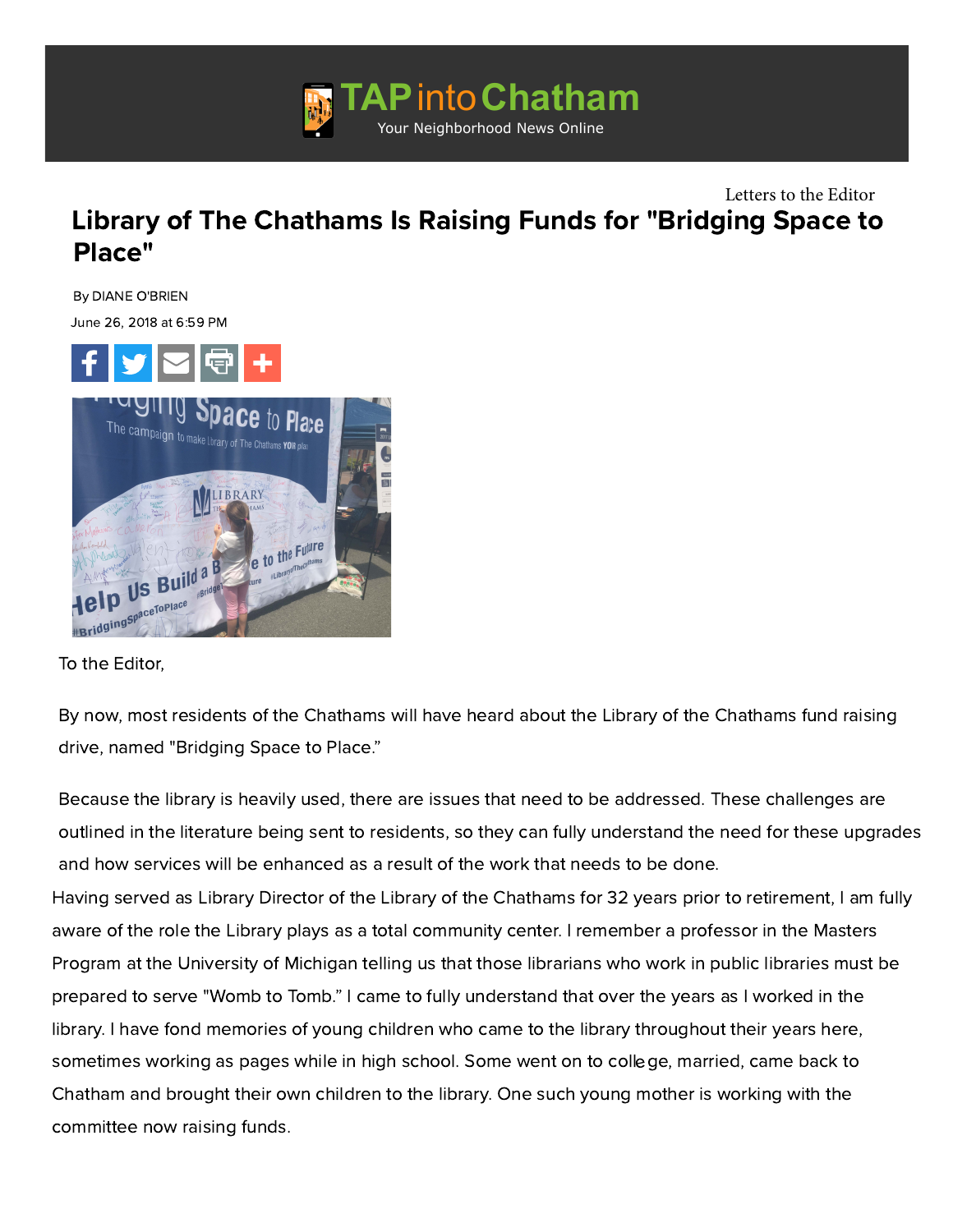TAP into Chatham

Your Neighborhood News Online

Letters to the Editor

# Library of The Chathams Is Raising Funds for "Bridging Space to Place"

By DIANE O'BRIEN

June 26, 2018 at 6:59 PM

To the Editor,

By now, most residents of the Chathams will have heard about the Library of the Chathams fund raising drive, named "Bridging Space to Place."

Because the library is heavily used, there are issues that need to be addressed. These challenges are outlined in the literature being sent to residents, so they can fully understand the need for these upgrades and how services will be enhanced as a result of the work that needs to be done.

Having served as Library Director of the Library of the Chathams for 32 years prior to retirement, I am fully aware of the role the Library plays as a total community center. I remember a professor in the Masters Program at the University of Michigan telling us that those librarians who work in public libraries must be prepared to serve "Womb to Tomb." I came to fully understand that over the years as I worked in the library. I have fond memories of young children who came to the library throughout their years here, sometimes working as pages while in high school. Some went on to college, married, came back to Chatham and brought their own children to the library. One such young mother is working with the committee now raising funds.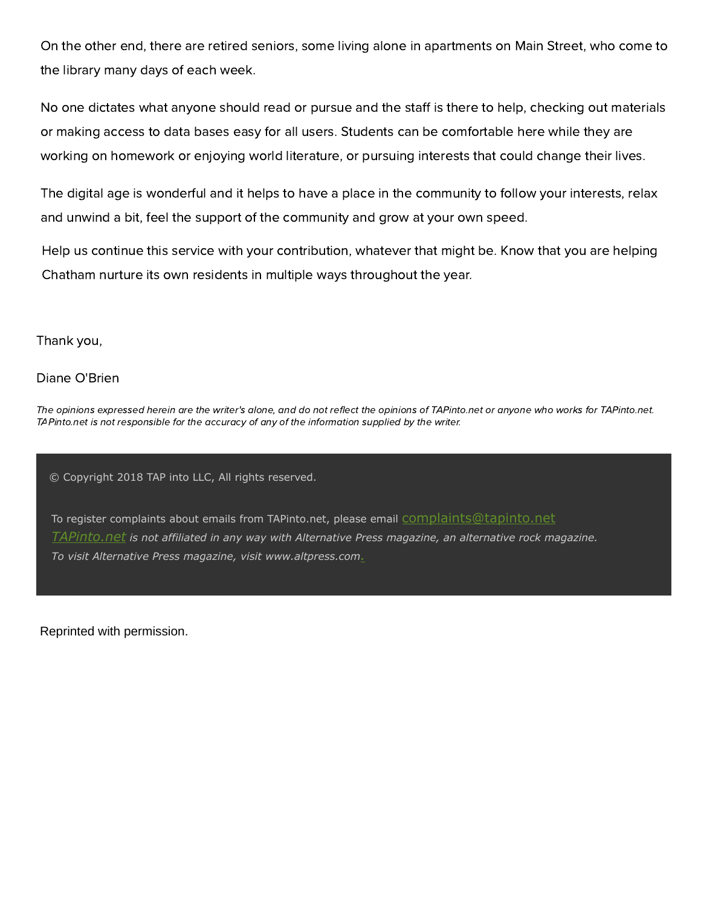On the other end, there are retired seniors, some living alone in apartments on Main Street, who come to the library many days of each week.

No one dictates what anyone should read or pursue and the staff is there to help, checking out materials or making access to data bases easy for all users. Students can be comfortable here while they are working on homework or enjoying world literature, or pursuing interests that could change their lives.

The digital age is wonderful and it helps to have a place in the community to follow your interests, relax and unwind a bit, feel the support of the community and grow at your own speed.

Help us continue this service with your contribution, whatever that might be. Know that you are helping Chatham nurture its own residents in multiple ways throughout the year.

Thank you,

Diane O'Brien

*The opinions expressed herein are the writer's alone, and do not reflect the opinions of TAPinto.net or anyone who works for TAPinto.net. TAPinto.net is not responsible for the accuracy of any of the information supplied by the writer.*

© Copyright 2018 TAP into LLC, All rights reserved.

To register complaints about emails from TAPinto.net, please email complaints@tapinto.net
*TAPinto.net is not affiliated in any way with Alternative Press magazine, an alternative rock magazine. To visit Alternative Press magazine, visit www.altpress.com.*

Reprinted with permission.